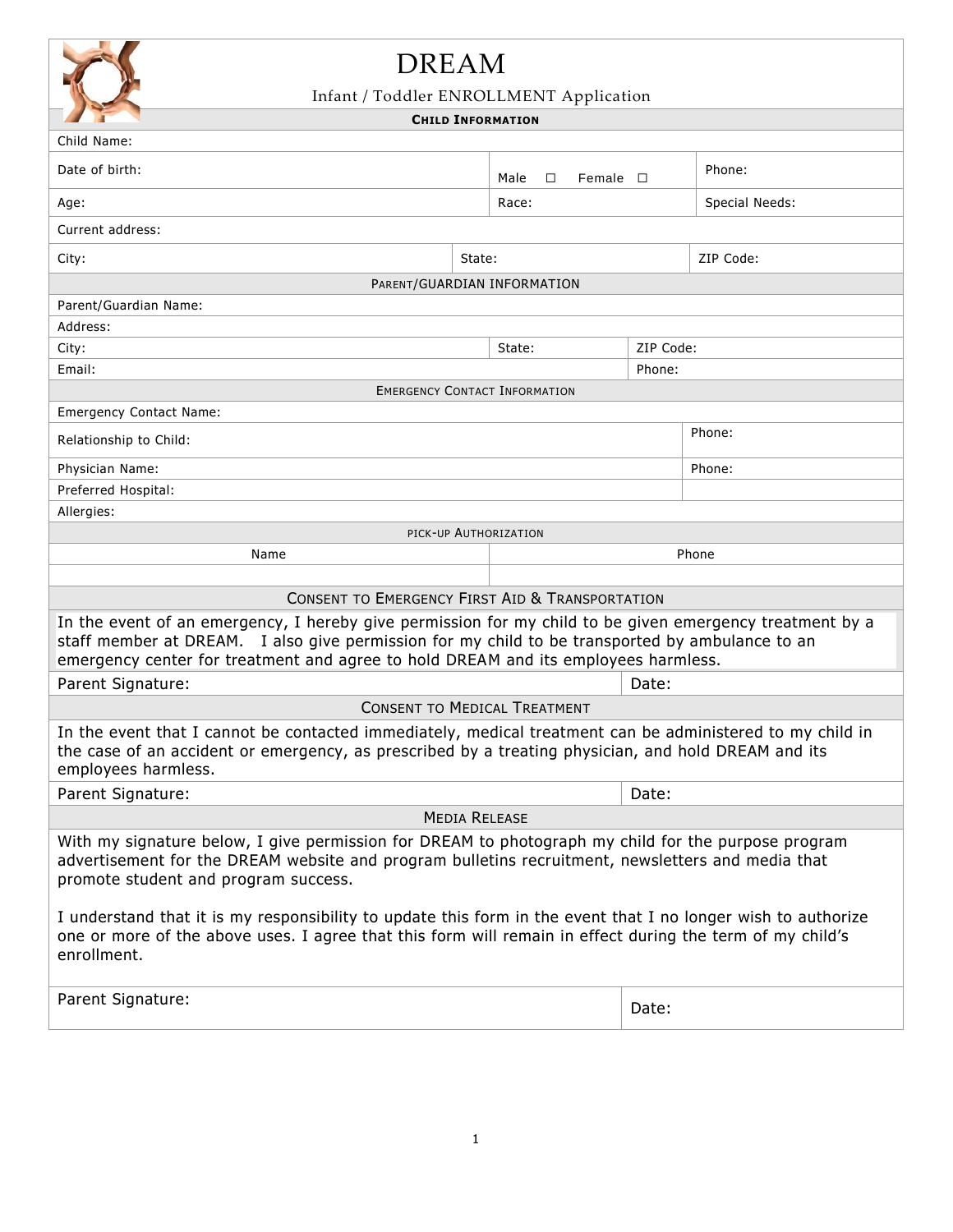# DREAM

## Infant / Toddler ENROLLMENT Application

### CHILD INFORMATION

| | | |
|---|---|---|
| Child Name: | | |
| Date of birth: | Male ☐ Female ☐ | Phone: |
| Age: | Race: | Special Needs: |
| Current address: | | |
| City: | State: | ZIP Code: |

### PARENT/GUARDIAN INFORMATION

| | | |
|---|---|---|
| Parent/Guardian Name: | | |
| Address: | | |
| City: | State: | ZIP Code: |
| Email: | | Phone: |

### EMERGENCY CONTACT INFORMATION

| | |
|---|---|
| Emergency Contact Name: | |
| Relationship to Child: | Phone: |
| Physician Name: | Phone: |
| Preferred Hospital: | |
| Allergies: | |

### PICK-UP AUTHORIZATION

| Name | Phone |
|---|---|
| | |

### CONSENT TO EMERGENCY FIRST AID & TRANSPORTATION

In the event of an emergency, I hereby give permission for my child to be given emergency treatment by a staff member at DREAM. I also give permission for my child to be transported by ambulance to an emergency center for treatment and agree to hold DREAM and its employees harmless.

| Parent Signature: | Date: |
|---|---|

### CONSENT TO MEDICAL TREATMENT

In the event that I cannot be contacted immediately, medical treatment can be administered to my child in the case of an accident or emergency, as prescribed by a treating physician, and hold DREAM and its employees harmless.

| Parent Signature: | Date: |
|---|---|

### MEDIA RELEASE

With my signature below, I give permission for DREAM to photograph my child for the purpose program advertisement for the DREAM website and program bulletins recruitment, newsletters and media that promote student and program success.

I understand that it is my responsibility to update this form in the event that I no longer wish to authorize one or more of the above uses. I agree that this form will remain in effect during the term of my child's enrollment.

| Parent Signature: | Date: |
|---|---|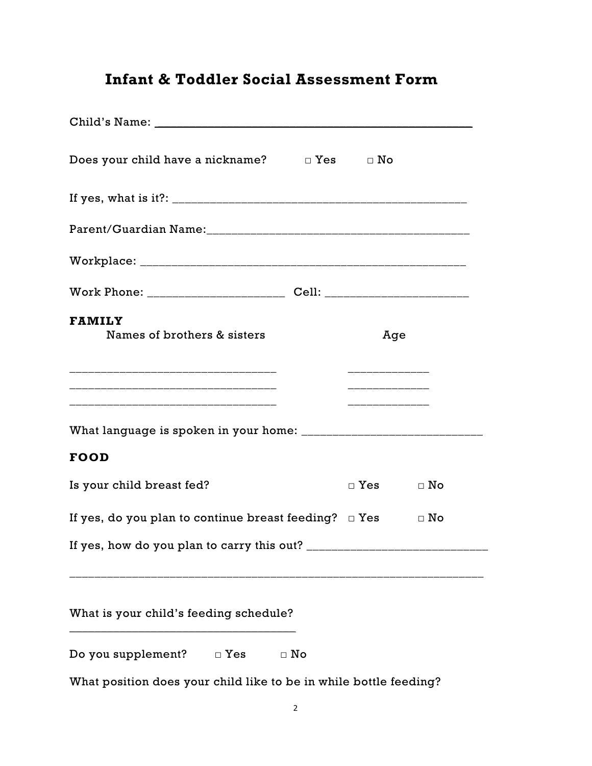# Infant & Toddler Social Assessment Form

Child's Name: ______________________________________________

Does your child have a nickname? □ Yes □ No

If yes, what is it?: ______________________________________________

Parent/Guardian Name:______________________________________________

Workplace: ______________________________________________

Work Phone: ______________________ Cell: ______________________

**FAMILY**

| Names of brothers & sisters | Age |
|---|---|
| ________________________________ | ____________ |
| ________________________________ | ____________ |
| ________________________________ | ____________ |

What language is spoken in your home: ____________________________

**FOOD**

Is your child breast fed? □ Yes □ No

If yes, do you plan to continue breast feeding? □ Yes □ No

If yes, how do you plan to carry this out? ____________________________

______________________________________________________________

What is your child's feeding schedule?
____________________________________

Do you supplement? □ Yes □ No

What position does your child like to be in while bottle feeding?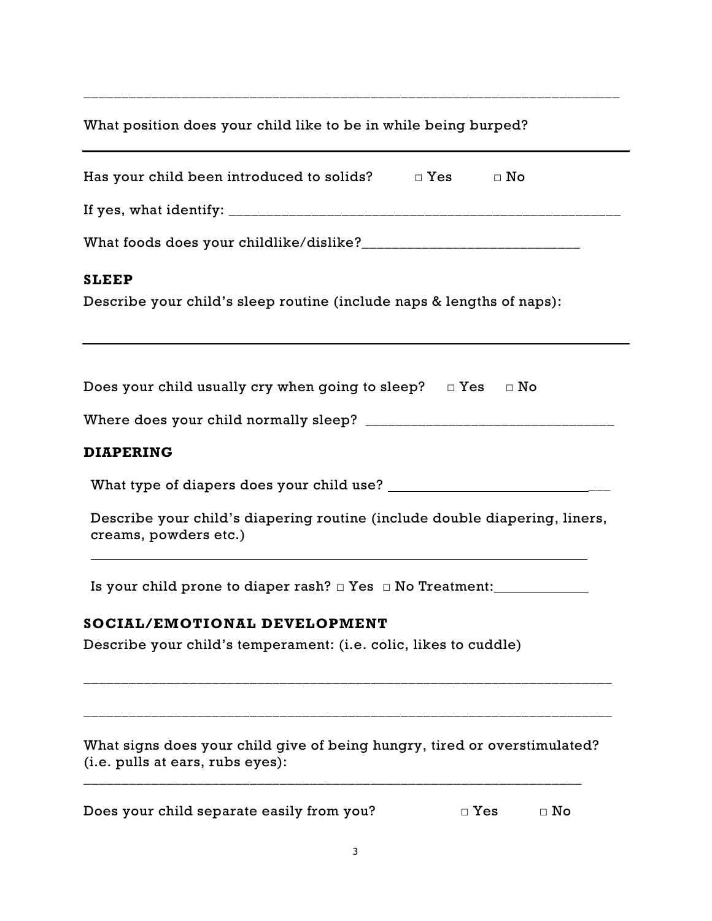\_\_\_\_\_\_\_\_\_\_\_\_\_\_\_\_\_\_\_\_\_\_\_\_\_\_\_\_\_\_\_\_\_\_\_\_\_\_\_\_\_\_\_\_\_\_\_\_\_\_\_\_\_\_\_\_\_\_\_\_\_\_\_\_\_\_

What position does your child like to be in while being burped?

---

Has your child been introduced to solids? □ Yes □ No

If yes, what identify: \_\_\_\_\_\_\_\_\_\_\_\_\_\_\_\_\_\_\_\_\_\_\_\_\_\_\_\_\_\_\_\_\_\_\_\_\_\_\_\_\_\_\_\_\_\_\_\_\_\_\_\_

What foods does your childlike/dislike?\_\_\_\_\_\_\_\_\_\_\_\_\_\_\_\_\_\_\_\_\_\_\_\_\_\_\_\_\_\_

**SLEEP**

Describe your child's sleep routine (include naps & lengths of naps):

---

Does your child usually cry when going to sleep? □ Yes □ No

Where does your child normally sleep? \_\_\_\_\_\_\_\_\_\_\_\_\_\_\_\_\_\_\_\_\_\_\_\_\_\_\_\_\_\_\_\_\_\_

**DIAPERING**

What type of diapers does your child use? \_\_\_\_\_\_\_\_\_\_\_\_\_\_\_\_\_\_\_\_\_\_\_\_\_\_\_\_\_\_\_

Describe your child's diapering routine (include double diapering, liners, creams, powders etc.)

\_\_\_\_\_\_\_\_\_\_\_\_\_\_\_\_\_\_\_\_\_\_\_\_\_\_\_\_\_\_\_\_\_\_\_\_\_\_\_\_\_\_\_\_\_\_\_\_\_\_\_\_\_\_\_\_\_\_\_\_\_\_\_\_

Is your child prone to diaper rash? □ Yes □ No Treatment:\_\_\_\_\_\_\_\_\_\_\_\_\_

**SOCIAL/EMOTIONAL DEVELOPMENT**

Describe your child's temperament: (i.e. colic, likes to cuddle)

\_\_\_\_\_\_\_\_\_\_\_\_\_\_\_\_\_\_\_\_\_\_\_\_\_\_\_\_\_\_\_\_\_\_\_\_\_\_\_\_\_\_\_\_\_\_\_\_\_\_\_\_\_\_\_\_\_\_\_\_\_\_\_\_\_\_

\_\_\_\_\_\_\_\_\_\_\_\_\_\_\_\_\_\_\_\_\_\_\_\_\_\_\_\_\_\_\_\_\_\_\_\_\_\_\_\_\_\_\_\_\_\_\_\_\_\_\_\_\_\_\_\_\_\_\_\_\_\_\_\_\_\_

What signs does your child give of being hungry, tired or overstimulated? (i.e. pulls at ears, rubs eyes):

\_\_\_\_\_\_\_\_\_\_\_\_\_\_\_\_\_\_\_\_\_\_\_\_\_\_\_\_\_\_\_\_\_\_\_\_\_\_\_\_\_\_\_\_\_\_\_\_\_\_\_\_\_\_\_\_\_\_\_\_\_\_\_\_

Does your child separate easily from you? □ Yes □ No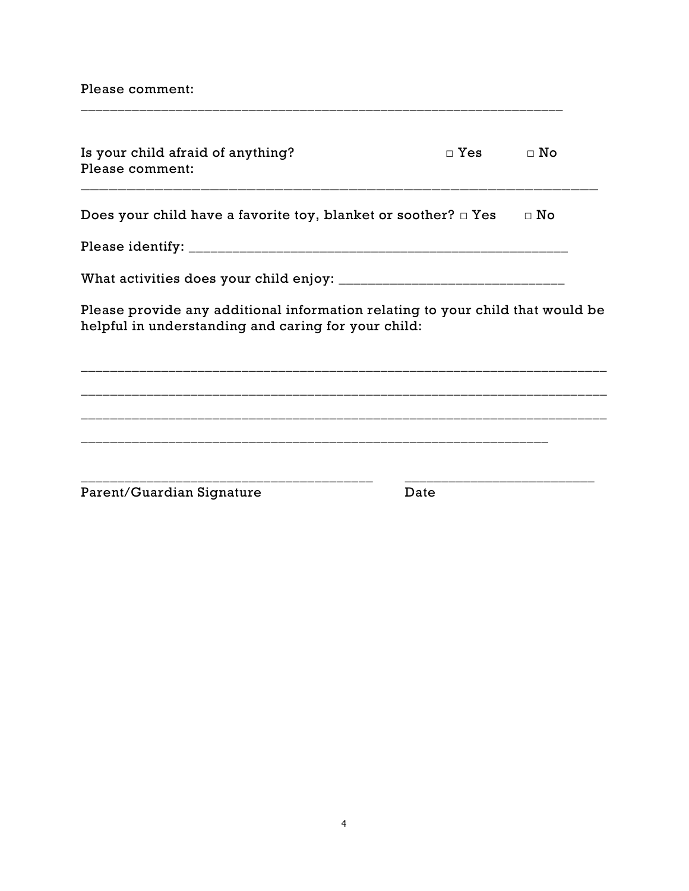Please comment:

_____________________________________________________________________

Is your child afraid of anything? □ Yes □ No

Please comment:

______________________________________________________________________

Does your child have a favorite toy, blanket or soother? □ Yes □ No

Please identify: _____________________________________________________

What activities does your child enjoy: ______________________________

Please provide any additional information relating to your child that would be helpful in understanding and caring for your child:

_______________________________________________________________________

_______________________________________________________________________

_______________________________________________________________________

_________________________________________________________________

_________________________________________ __________________________

Parent/Guardian Signature Date